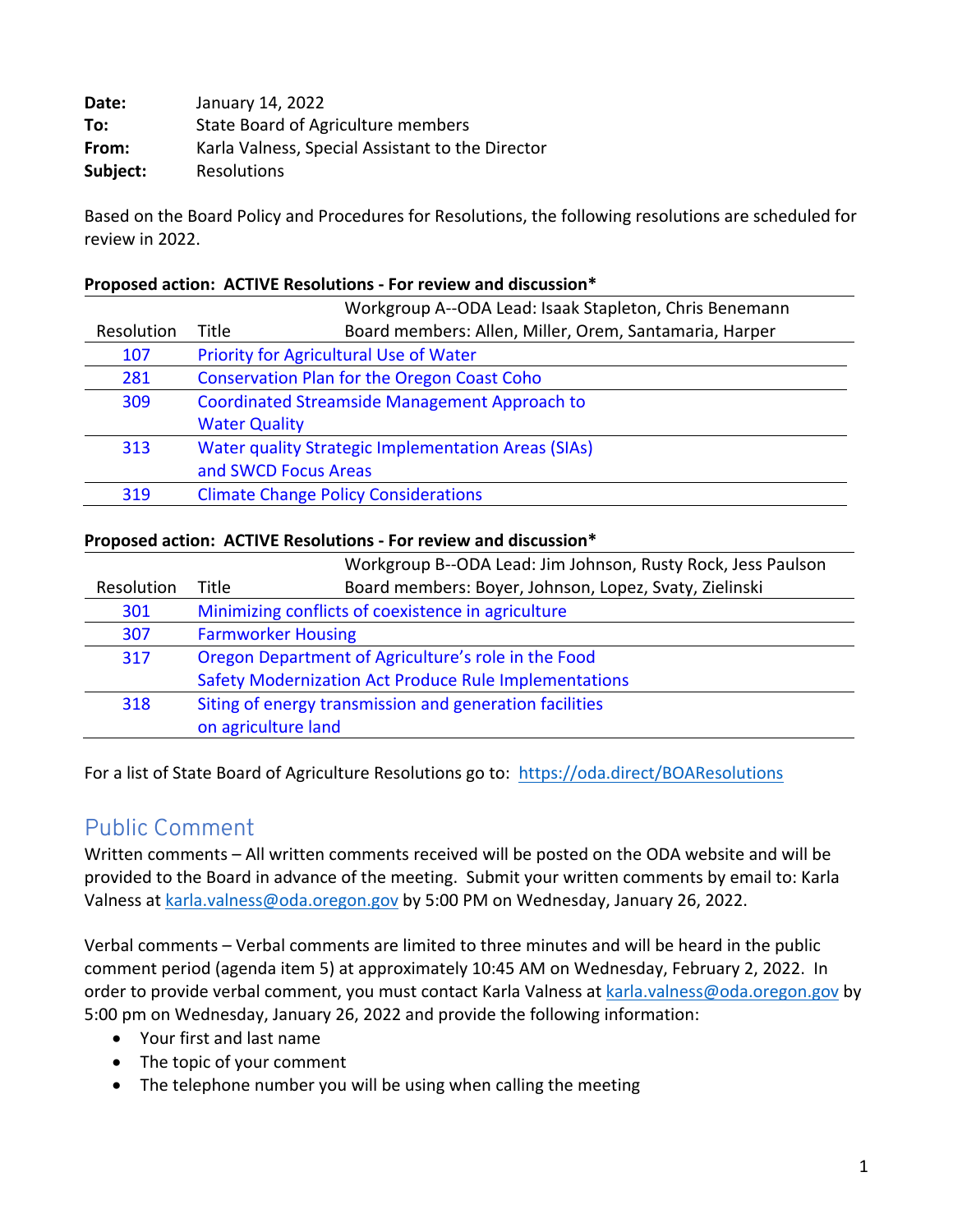**Date:** January 14, 2022
**To:** State Board of Agriculture members
**From:** Karla Valness, Special Assistant to the Director
**Subject:** Resolutions

Based on the Board Policy and Procedures for Resolutions, the following resolutions are scheduled for review in 2022.

**Proposed action: ACTIVE Resolutions - For review and discussion***

| Resolution | Title | Workgroup A--ODA Lead: Isaak Stapleton, Chris Benemann<br>Board members: Allen, Miller, Orem, Santamaria, Harper |
|---|---|---|
| 107 | Priority for Agricultural Use of Water | |
| 281 | Conservation Plan for the Oregon Coast Coho | |
| 309 | Coordinated Streamside Management Approach to Water Quality | |
| 313 | Water quality Strategic Implementation Areas (SIAs) and SWCD Focus Areas | |
| 319 | Climate Change Policy Considerations | |

**Proposed action: ACTIVE Resolutions - For review and discussion***

| Resolution | Title | Workgroup B--ODA Lead: Jim Johnson, Rusty Rock, Jess Paulson<br>Board members: Boyer, Johnson, Lopez, Svaty, Zielinski |
|---|---|---|
| 301 | Minimizing conflicts of coexistence in agriculture | |
| 307 | Farmworker Housing | |
| 317 | Oregon Department of Agriculture's role in the Food Safety Modernization Act Produce Rule Implementations | |
| 318 | Siting of energy transmission and generation facilities on agriculture land | |

For a list of State Board of Agriculture Resolutions go to: https://oda.direct/BOAResolutions

## Public Comment

Written comments – All written comments received will be posted on the ODA website and will be provided to the Board in advance of the meeting. Submit your written comments by email to: Karla Valness at karla.valness@oda.oregon.gov by 5:00 PM on Wednesday, January 26, 2022.

Verbal comments – Verbal comments are limited to three minutes and will be heard in the public comment period (agenda item 5) at approximately 10:45 AM on Wednesday, February 2, 2022. In order to provide verbal comment, you must contact Karla Valness at karla.valness@oda.oregon.gov by 5:00 pm on Wednesday, January 26, 2022 and provide the following information:

- Your first and last name
- The topic of your comment
- The telephone number you will be using when calling the meeting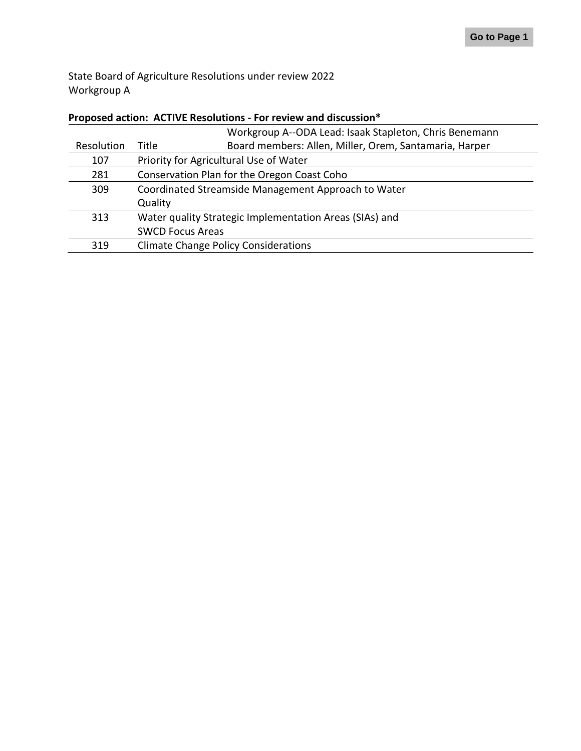State Board of Agriculture Resolutions under review 2022
Workgroup A

**Proposed action: ACTIVE Resolutions - For review and discussion***

| Resolution | Title | Workgroup A--ODA Lead: Isaak Stapleton, Chris Benemann<br>Board members: Allen, Miller, Orem, Santamaria, Harper |
|---|---|---|
| 107 | Priority for Agricultural Use of Water | |
| 281 | Conservation Plan for the Oregon Coast Coho | |
| 309 | Coordinated Streamside Management Approach to Water Quality | |
| 313 | Water quality Strategic Implementation Areas (SIAs) and SWCD Focus Areas | |
| 319 | Climate Change Policy Considerations | |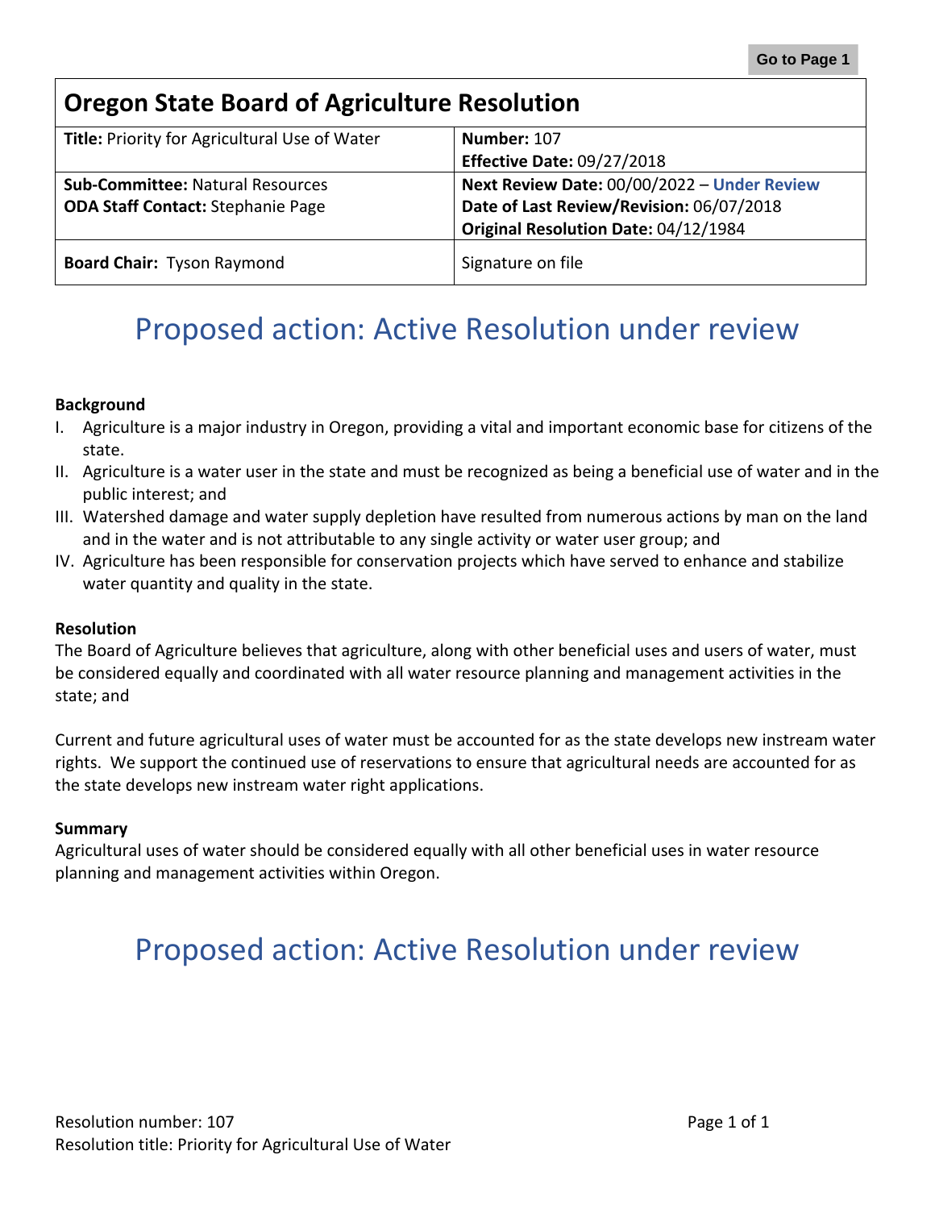Go to Page 1

| Oregon State Board of Agriculture Resolution | |
|---|---|
| **Title:** Priority for Agricultural Use of Water | **Number:** 107<br>**Effective Date:** 09/27/2018 |
| **Sub-Committee:** Natural Resources<br>**ODA Staff Contact:** Stephanie Page | **Next Review Date:** 00/00/2022 – **Under Review**<br>**Date of Last Review/Revision:** 06/07/2018<br>**Original Resolution Date:** 04/12/1984 |
| **Board Chair:** Tyson Raymond | Signature on file |

## Proposed action: Active Resolution under review

**Background**

I. Agriculture is a major industry in Oregon, providing a vital and important economic base for citizens of the state.
II. Agriculture is a water user in the state and must be recognized as being a beneficial use of water and in the public interest; and
III. Watershed damage and water supply depletion have resulted from numerous actions by man on the land and in the water and is not attributable to any single activity or water user group; and
IV. Agriculture has been responsible for conservation projects which have served to enhance and stabilize water quantity and quality in the state.

**Resolution**

The Board of Agriculture believes that agriculture, along with other beneficial uses and users of water, must be considered equally and coordinated with all water resource planning and management activities in the state; and

Current and future agricultural uses of water must be accounted for as the state develops new instream water rights. We support the continued use of reservations to ensure that agricultural needs are accounted for as the state develops new instream water right applications.

**Summary**

Agricultural uses of water should be considered equally with all other beneficial uses in water resource planning and management activities within Oregon.

## Proposed action: Active Resolution under review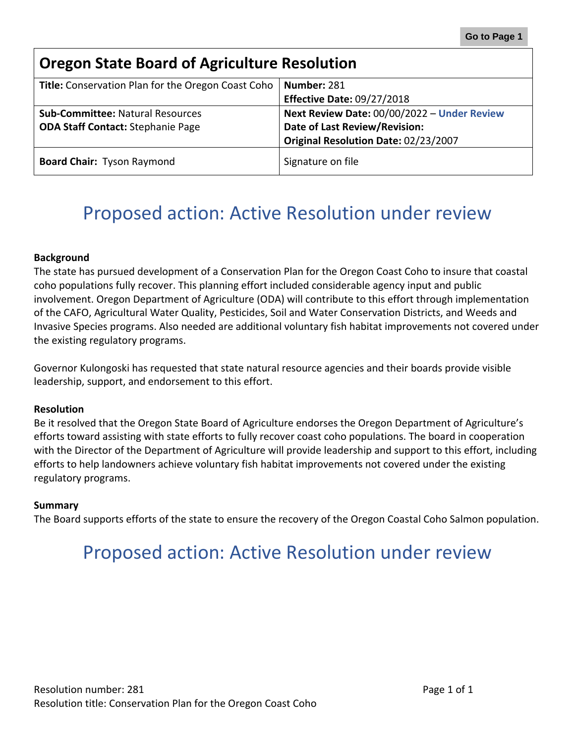# Oregon State Board of Agriculture Resolution

| Title: Conservation Plan for the Oregon Coast Coho | Number: 281<br>Effective Date: 09/27/2018 |
|---|---|
| **Sub-Committee:** Natural Resources<br>**ODA Staff Contact:** Stephanie Page | **Next Review Date:** 00/00/2022 – **Under Review**<br>**Date of Last Review/Revision:**<br>**Original Resolution Date:** 02/23/2007 |
| **Board Chair:** Tyson Raymond | Signature on file |

## Proposed action: Active Resolution under review

**Background**

The state has pursued development of a Conservation Plan for the Oregon Coast Coho to insure that coastal coho populations fully recover. This planning effort included considerable agency input and public involvement. Oregon Department of Agriculture (ODA) will contribute to this effort through implementation of the CAFO, Agricultural Water Quality, Pesticides, Soil and Water Conservation Districts, and Weeds and Invasive Species programs. Also needed are additional voluntary fish habitat improvements not covered under the existing regulatory programs.

Governor Kulongoski has requested that state natural resource agencies and their boards provide visible leadership, support, and endorsement to this effort.

**Resolution**

Be it resolved that the Oregon State Board of Agriculture endorses the Oregon Department of Agriculture's efforts toward assisting with state efforts to fully recover coast coho populations. The board in cooperation with the Director of the Department of Agriculture will provide leadership and support to this effort, including efforts to help landowners achieve voluntary fish habitat improvements not covered under the existing regulatory programs.

**Summary**

The Board supports efforts of the state to ensure the recovery of the Oregon Coastal Coho Salmon population.

## Proposed action: Active Resolution under review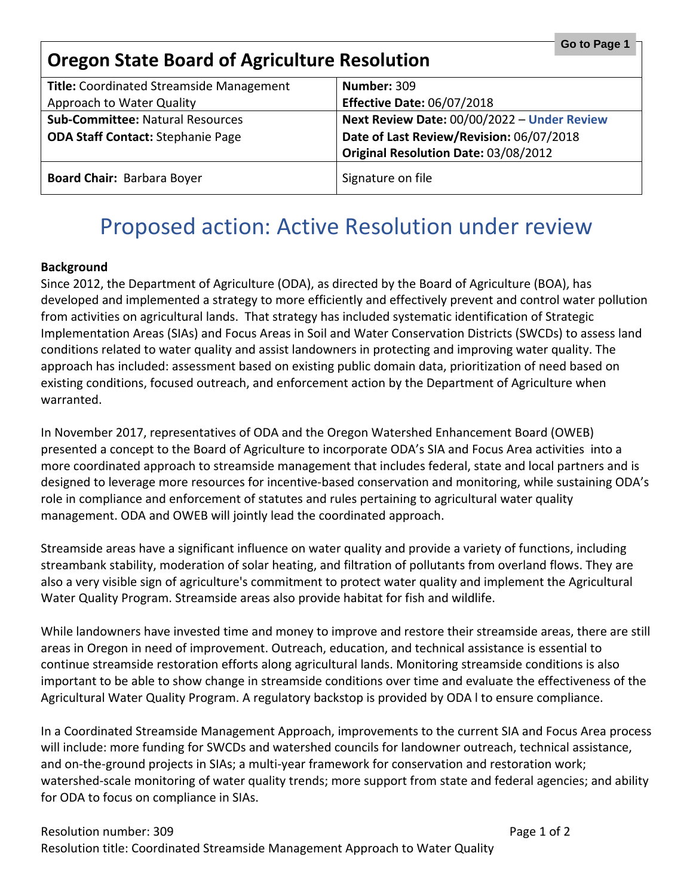Go to Page 1

## Oregon State Board of Agriculture Resolution

| **Title:** Coordinated Streamside Management Approach to Water Quality | **Number:** 309<br>**Effective Date:** 06/07/2018 |
| --- | --- |
| **Sub-Committee:** Natural Resources<br>**ODA Staff Contact:** Stephanie Page | **Next Review Date:** 00/00/2022 – **Under Review**<br>**Date of Last Review/Revision:** 06/07/2018<br>**Original Resolution Date:** 03/08/2012 |
| **Board Chair:** Barbara Boyer | Signature on file |

# Proposed action: Active Resolution under review

**Background**

Since 2012, the Department of Agriculture (ODA), as directed by the Board of Agriculture (BOA), has developed and implemented a strategy to more efficiently and effectively prevent and control water pollution from activities on agricultural lands. That strategy has included systematic identification of Strategic Implementation Areas (SIAs) and Focus Areas in Soil and Water Conservation Districts (SWCDs) to assess land conditions related to water quality and assist landowners in protecting and improving water quality. The approach has included: assessment based on existing public domain data, prioritization of need based on existing conditions, focused outreach, and enforcement action by the Department of Agriculture when warranted.

In November 2017, representatives of ODA and the Oregon Watershed Enhancement Board (OWEB) presented a concept to the Board of Agriculture to incorporate ODA's SIA and Focus Area activities into a more coordinated approach to streamside management that includes federal, state and local partners and is designed to leverage more resources for incentive-based conservation and monitoring, while sustaining ODA's role in compliance and enforcement of statutes and rules pertaining to agricultural water quality management. ODA and OWEB will jointly lead the coordinated approach.

Streamside areas have a significant influence on water quality and provide a variety of functions, including streambank stability, moderation of solar heating, and filtration of pollutants from overland flows. They are also a very visible sign of agriculture's commitment to protect water quality and implement the Agricultural Water Quality Program. Streamside areas also provide habitat for fish and wildlife.

While landowners have invested time and money to improve and restore their streamside areas, there are still areas in Oregon in need of improvement. Outreach, education, and technical assistance is essential to continue streamside restoration efforts along agricultural lands. Monitoring streamside conditions is also important to be able to show change in streamside conditions over time and evaluate the effectiveness of the Agricultural Water Quality Program. A regulatory backstop is provided by ODA l to ensure compliance.

In a Coordinated Streamside Management Approach, improvements to the current SIA and Focus Area process will include: more funding for SWCDs and watershed councils for landowner outreach, technical assistance, and on-the-ground projects in SIAs; a multi-year framework for conservation and restoration work; watershed-scale monitoring of water quality trends; more support from state and federal agencies; and ability for ODA to focus on compliance in SIAs.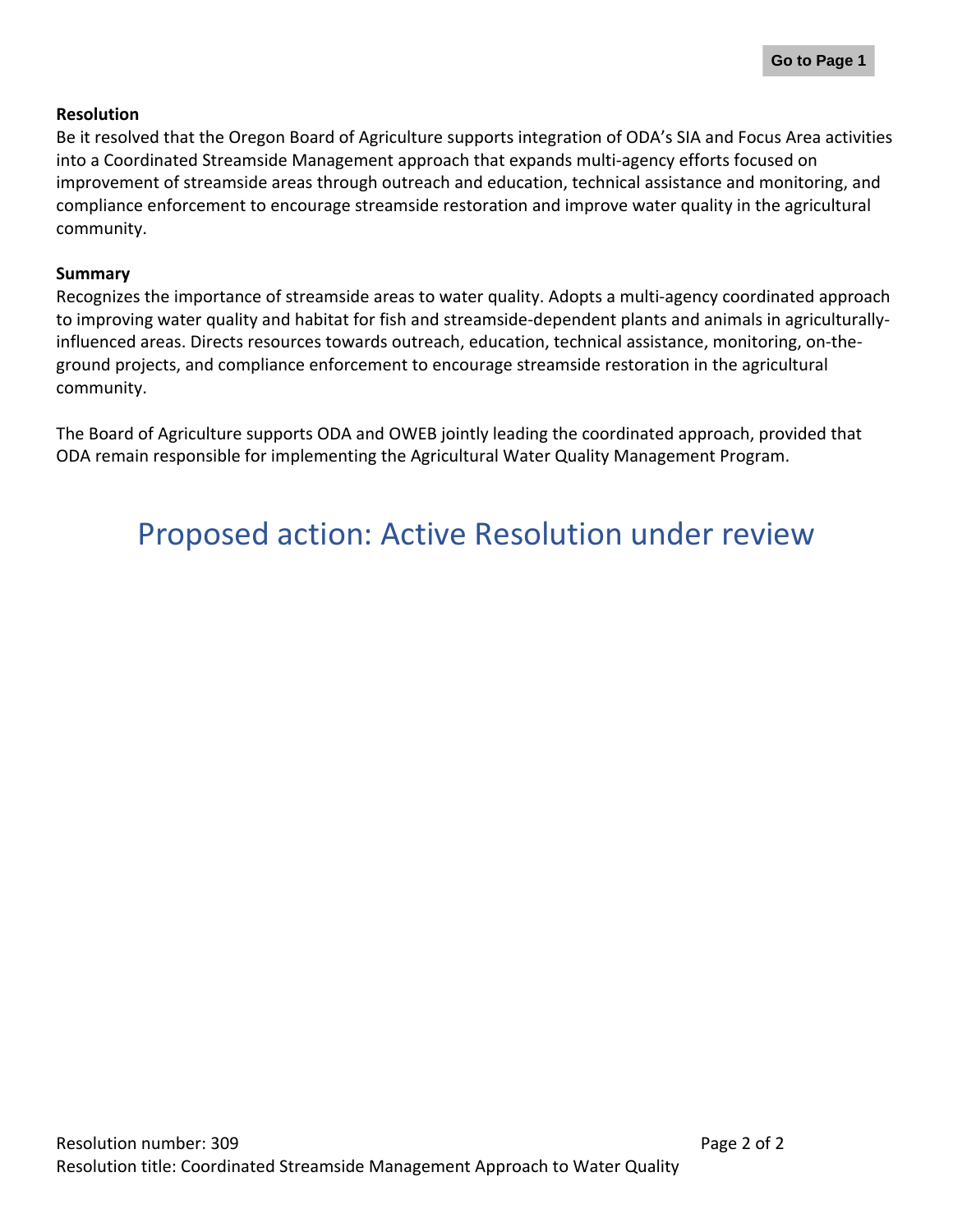**Resolution**

Be it resolved that the Oregon Board of Agriculture supports integration of ODA's SIA and Focus Area activities into a Coordinated Streamside Management approach that expands multi-agency efforts focused on improvement of streamside areas through outreach and education, technical assistance and monitoring, and compliance enforcement to encourage streamside restoration and improve water quality in the agricultural community.

**Summary**

Recognizes the importance of streamside areas to water quality. Adopts a multi-agency coordinated approach to improving water quality and habitat for fish and streamside-dependent plants and animals in agriculturally-influenced areas. Directs resources towards outreach, education, technical assistance, monitoring, on-the-ground projects, and compliance enforcement to encourage streamside restoration in the agricultural community.

The Board of Agriculture supports ODA and OWEB jointly leading the coordinated approach, provided that ODA remain responsible for implementing the Agricultural Water Quality Management Program.

## Proposed action: Active Resolution under review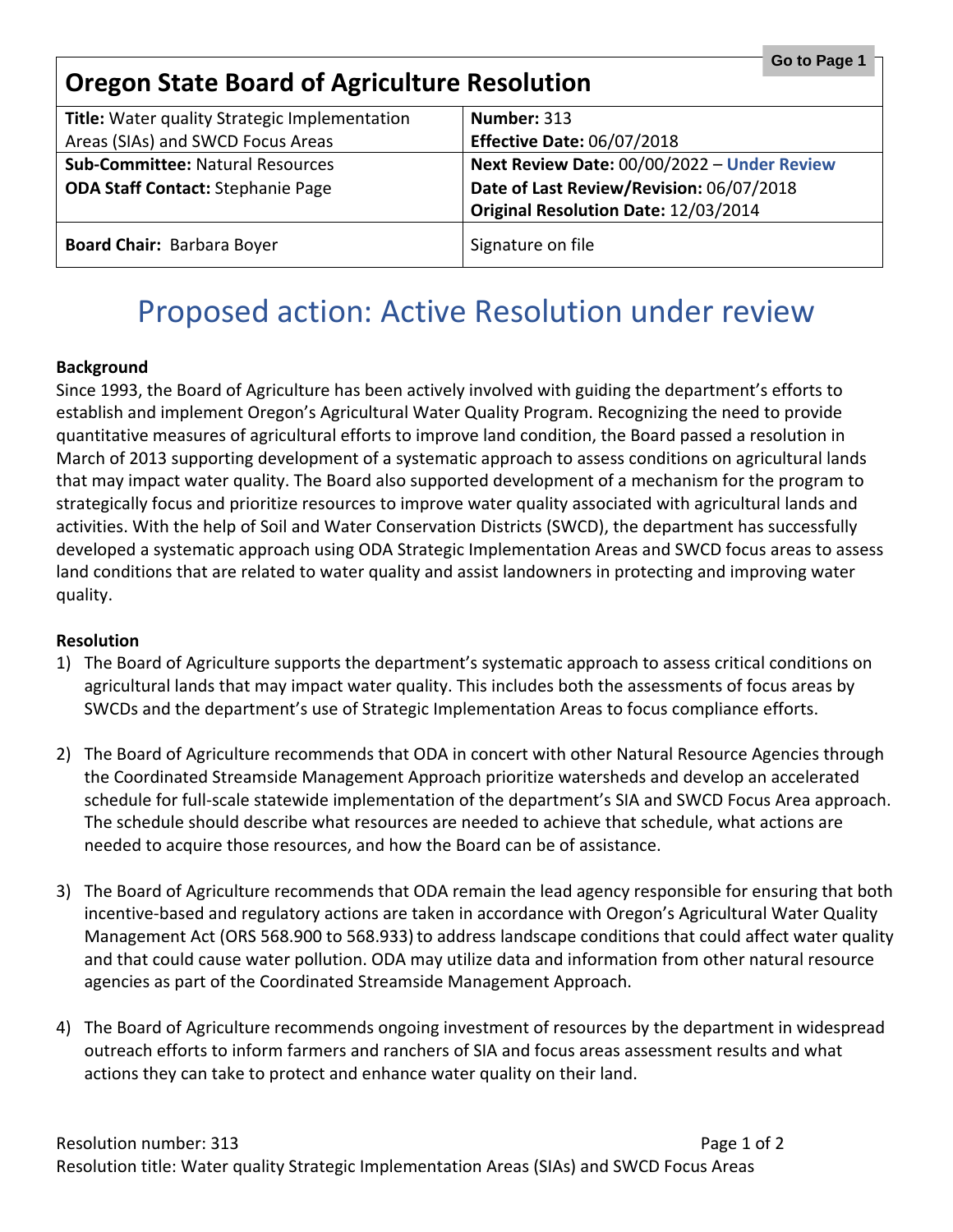## Oregon State Board of Agriculture Resolution

| **Title:** Water quality Strategic Implementation Areas (SIAs) and SWCD Focus Areas | **Number:** 313<br>**Effective Date:** 06/07/2018 |
|---|---|
| **Sub-Committee:** Natural Resources<br>**ODA Staff Contact:** Stephanie Page | **Next Review Date:** 00/00/2022 – **Under Review**<br>**Date of Last Review/Revision:** 06/07/2018<br>**Original Resolution Date:** 12/03/2014 |
| **Board Chair:** Barbara Boyer | Signature on file |

# Proposed action: Active Resolution under review

**Background**

Since 1993, the Board of Agriculture has been actively involved with guiding the department's efforts to establish and implement Oregon's Agricultural Water Quality Program. Recognizing the need to provide quantitative measures of agricultural efforts to improve land condition, the Board passed a resolution in March of 2013 supporting development of a systematic approach to assess conditions on agricultural lands that may impact water quality. The Board also supported development of a mechanism for the program to strategically focus and prioritize resources to improve water quality associated with agricultural lands and activities. With the help of Soil and Water Conservation Districts (SWCD), the department has successfully developed a systematic approach using ODA Strategic Implementation Areas and SWCD focus areas to assess land conditions that are related to water quality and assist landowners in protecting and improving water quality.

**Resolution**

1) The Board of Agriculture supports the department's systematic approach to assess critical conditions on agricultural lands that may impact water quality. This includes both the assessments of focus areas by SWCDs and the department's use of Strategic Implementation Areas to focus compliance efforts.

2) The Board of Agriculture recommends that ODA in concert with other Natural Resource Agencies through the Coordinated Streamside Management Approach prioritize watersheds and develop an accelerated schedule for full-scale statewide implementation of the department's SIA and SWCD Focus Area approach. The schedule should describe what resources are needed to achieve that schedule, what actions are needed to acquire those resources, and how the Board can be of assistance.

3) The Board of Agriculture recommends that ODA remain the lead agency responsible for ensuring that both incentive-based and regulatory actions are taken in accordance with Oregon's Agricultural Water Quality Management Act (ORS 568.900 to 568.933) to address landscape conditions that could affect water quality and that could cause water pollution. ODA may utilize data and information from other natural resource agencies as part of the Coordinated Streamside Management Approach.

4) The Board of Agriculture recommends ongoing investment of resources by the department in widespread outreach efforts to inform farmers and ranchers of SIA and focus areas assessment results and what actions they can take to protect and enhance water quality on their land.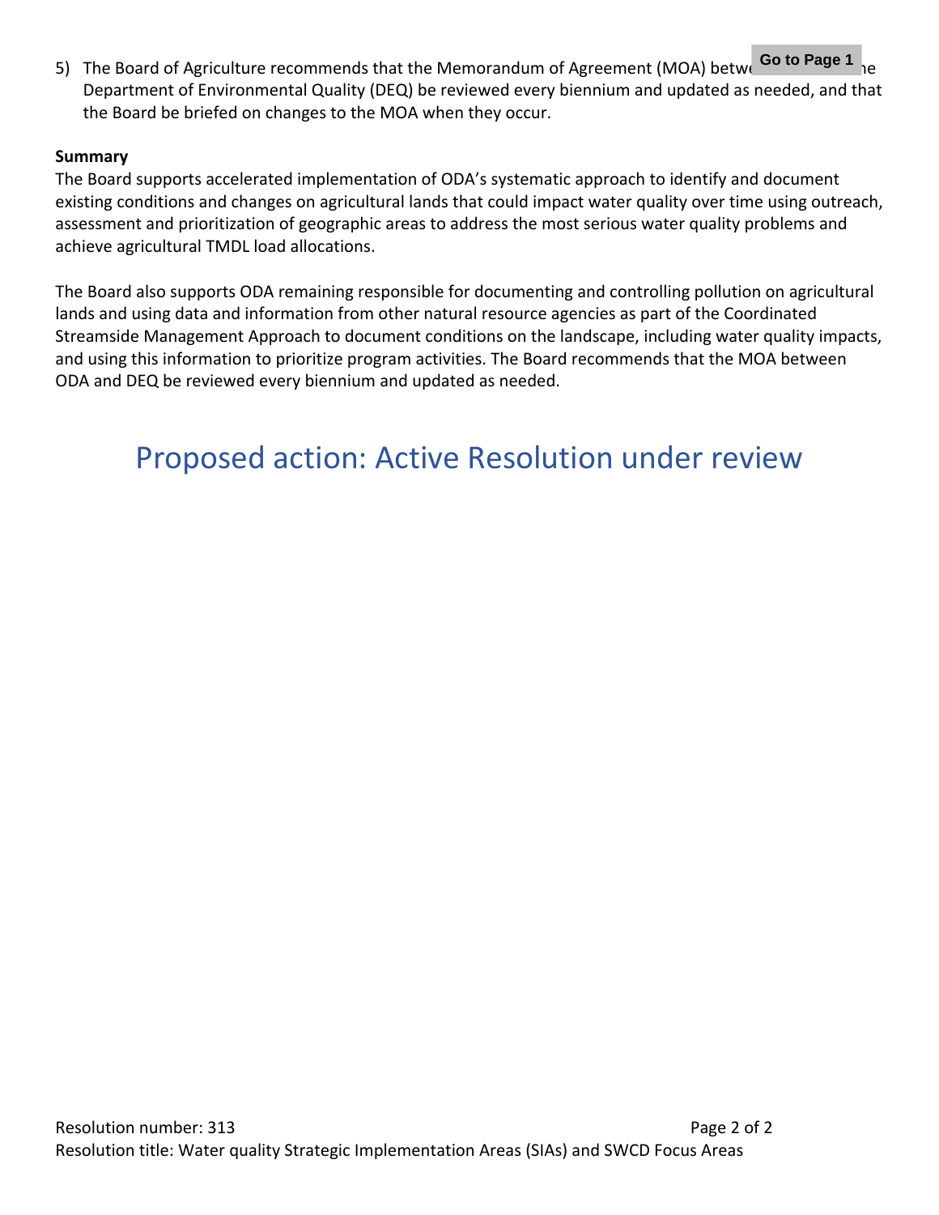5) The Board of Agriculture recommends that the Memorandum of Agreement (MOA) betw[...] the Department of Environmental Quality (DEQ) be reviewed every biennium and updated as needed, and that the Board be briefed on changes to the MOA when they occur.

**Summary**

The Board supports accelerated implementation of ODA's systematic approach to identify and document existing conditions and changes on agricultural lands that could impact water quality over time using outreach, assessment and prioritization of geographic areas to address the most serious water quality problems and achieve agricultural TMDL load allocations.

The Board also supports ODA remaining responsible for documenting and controlling pollution on agricultural lands and using data and information from other natural resource agencies as part of the Coordinated Streamside Management Approach to document conditions on the landscape, including water quality impacts, and using this information to prioritize program activities. The Board recommends that the MOA between ODA and DEQ be reviewed every biennium and updated as needed.

## Proposed action: Active Resolution under review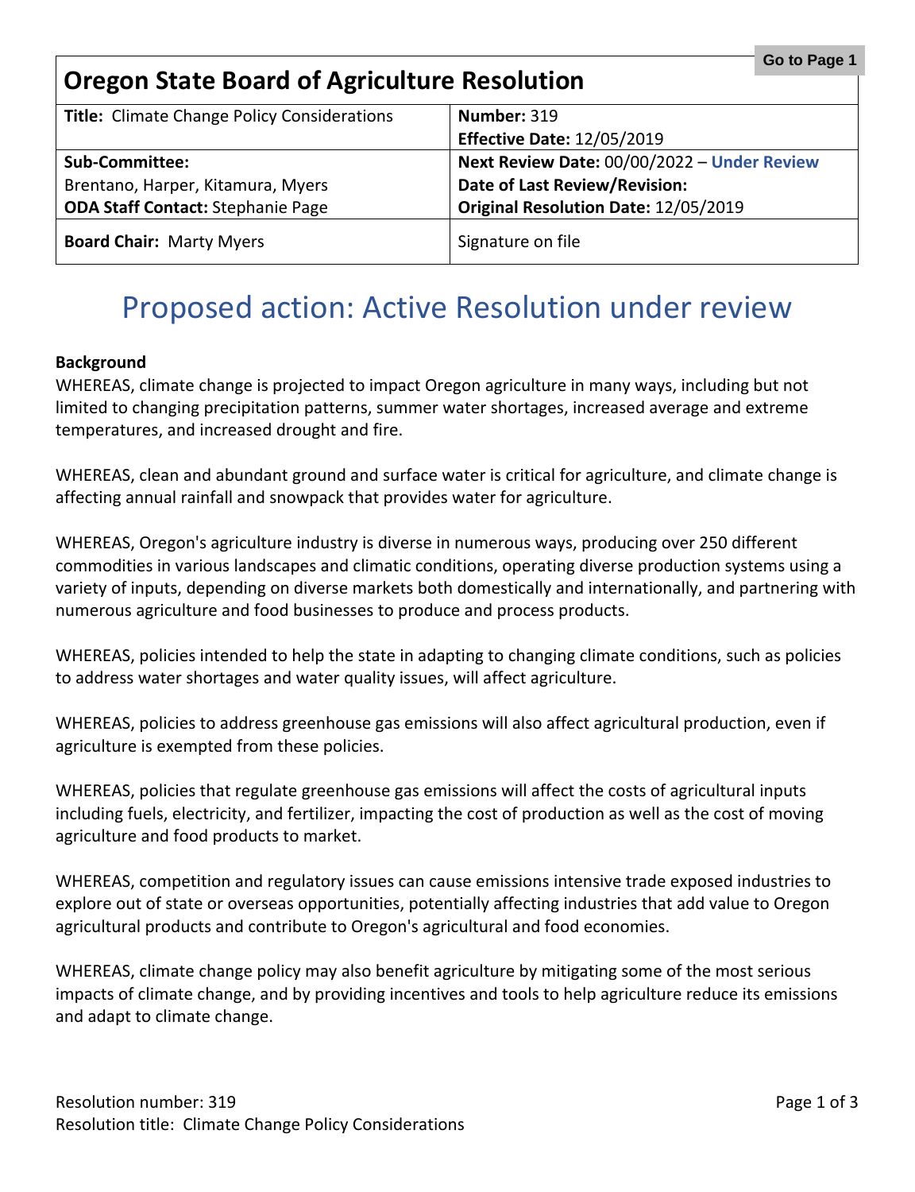# Oregon State Board of Agriculture Resolution

| **Title:** Climate Change Policy Considerations | **Number:** 319<br>**Effective Date:** 12/05/2019 |
|---|---|
| **Sub-Committee:**<br>Brentano, Harper, Kitamura, Myers<br>**ODA Staff Contact:** Stephanie Page | **Next Review Date:** 00/00/2022 – **Under Review**<br>**Date of Last Review/Revision:**<br>**Original Resolution Date:** 12/05/2019 |
| **Board Chair:** Marty Myers | Signature on file |

## Proposed action: Active Resolution under review

**Background**

WHEREAS, climate change is projected to impact Oregon agriculture in many ways, including but not limited to changing precipitation patterns, summer water shortages, increased average and extreme temperatures, and increased drought and fire.

WHEREAS, clean and abundant ground and surface water is critical for agriculture, and climate change is affecting annual rainfall and snowpack that provides water for agriculture.

WHEREAS, Oregon's agriculture industry is diverse in numerous ways, producing over 250 different commodities in various landscapes and climatic conditions, operating diverse production systems using a variety of inputs, depending on diverse markets both domestically and internationally, and partnering with numerous agriculture and food businesses to produce and process products.

WHEREAS, policies intended to help the state in adapting to changing climate conditions, such as policies to address water shortages and water quality issues, will affect agriculture.

WHEREAS, policies to address greenhouse gas emissions will also affect agricultural production, even if agriculture is exempted from these policies.

WHEREAS, policies that regulate greenhouse gas emissions will affect the costs of agricultural inputs including fuels, electricity, and fertilizer, impacting the cost of production as well as the cost of moving agriculture and food products to market.

WHEREAS, competition and regulatory issues can cause emissions intensive trade exposed industries to explore out of state or overseas opportunities, potentially affecting industries that add value to Oregon agricultural products and contribute to Oregon's agricultural and food economies.

WHEREAS, climate change policy may also benefit agriculture by mitigating some of the most serious impacts of climate change, and by providing incentives and tools to help agriculture reduce its emissions and adapt to climate change.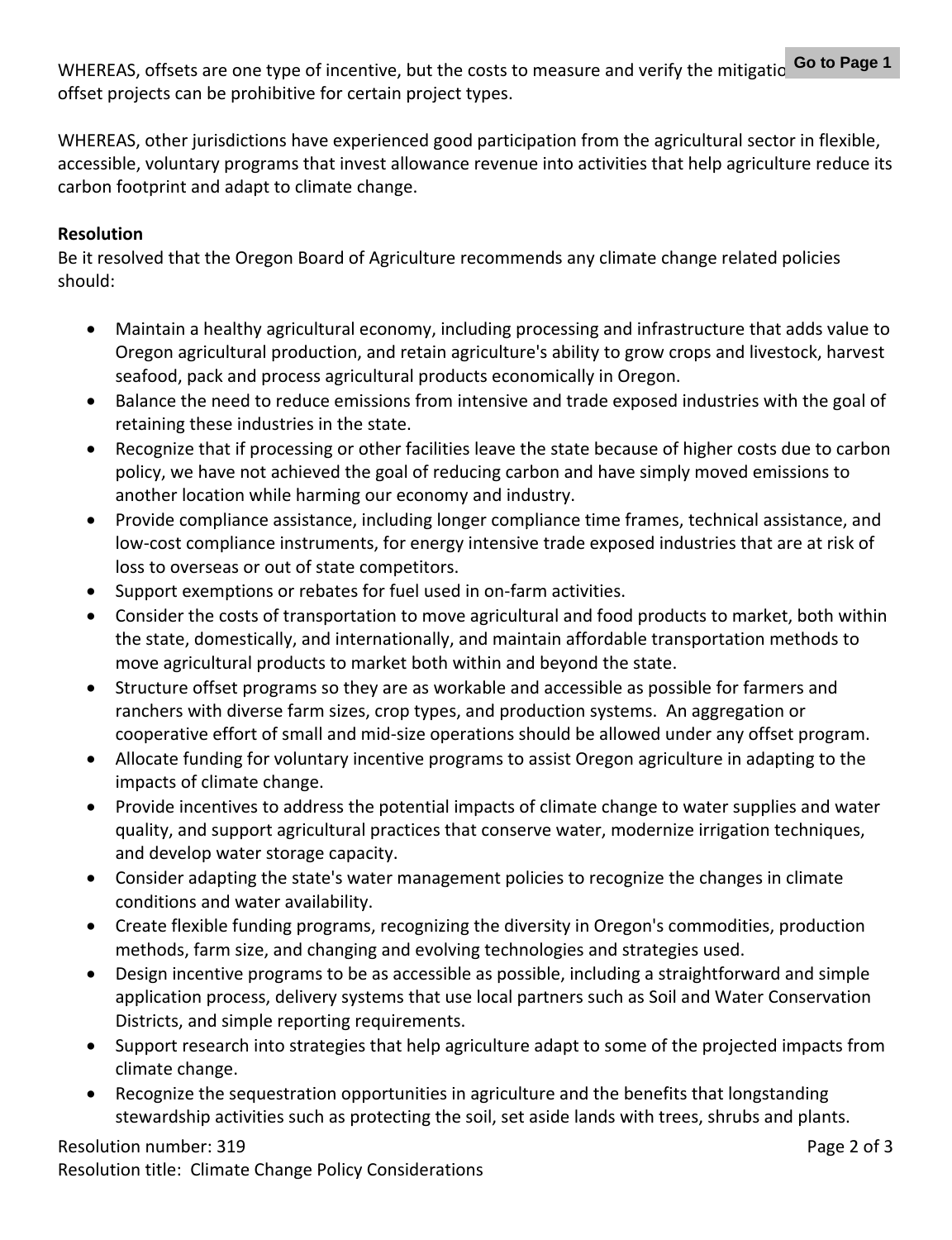WHEREAS, offsets are one type of incentive, but the costs to measure and verify the mitigation of offset projects can be prohibitive for certain project types.

WHEREAS, other jurisdictions have experienced good participation from the agricultural sector in flexible, accessible, voluntary programs that invest allowance revenue into activities that help agriculture reduce its carbon footprint and adapt to climate change.

**Resolution**

Be it resolved that the Oregon Board of Agriculture recommends any climate change related policies should:

- Maintain a healthy agricultural economy, including processing and infrastructure that adds value to Oregon agricultural production, and retain agriculture's ability to grow crops and livestock, harvest seafood, pack and process agricultural products economically in Oregon.
- Balance the need to reduce emissions from intensive and trade exposed industries with the goal of retaining these industries in the state.
- Recognize that if processing or other facilities leave the state because of higher costs due to carbon policy, we have not achieved the goal of reducing carbon and have simply moved emissions to another location while harming our economy and industry.
- Provide compliance assistance, including longer compliance time frames, technical assistance, and low-cost compliance instruments, for energy intensive trade exposed industries that are at risk of loss to overseas or out of state competitors.
- Support exemptions or rebates for fuel used in on-farm activities.
- Consider the costs of transportation to move agricultural and food products to market, both within the state, domestically, and internationally, and maintain affordable transportation methods to move agricultural products to market both within and beyond the state.
- Structure offset programs so they are as workable and accessible as possible for farmers and ranchers with diverse farm sizes, crop types, and production systems. An aggregation or cooperative effort of small and mid-size operations should be allowed under any offset program.
- Allocate funding for voluntary incentive programs to assist Oregon agriculture in adapting to the impacts of climate change.
- Provide incentives to address the potential impacts of climate change to water supplies and water quality, and support agricultural practices that conserve water, modernize irrigation techniques, and develop water storage capacity.
- Consider adapting the state's water management policies to recognize the changes in climate conditions and water availability.
- Create flexible funding programs, recognizing the diversity in Oregon's commodities, production methods, farm size, and changing and evolving technologies and strategies used.
- Design incentive programs to be as accessible as possible, including a straightforward and simple application process, delivery systems that use local partners such as Soil and Water Conservation Districts, and simple reporting requirements.
- Support research into strategies that help agriculture adapt to some of the projected impacts from climate change.
- Recognize the sequestration opportunities in agriculture and the benefits that longstanding stewardship activities such as protecting the soil, set aside lands with trees, shrubs and plants.

Resolution number: 319

Resolution title: Climate Change Policy Considerations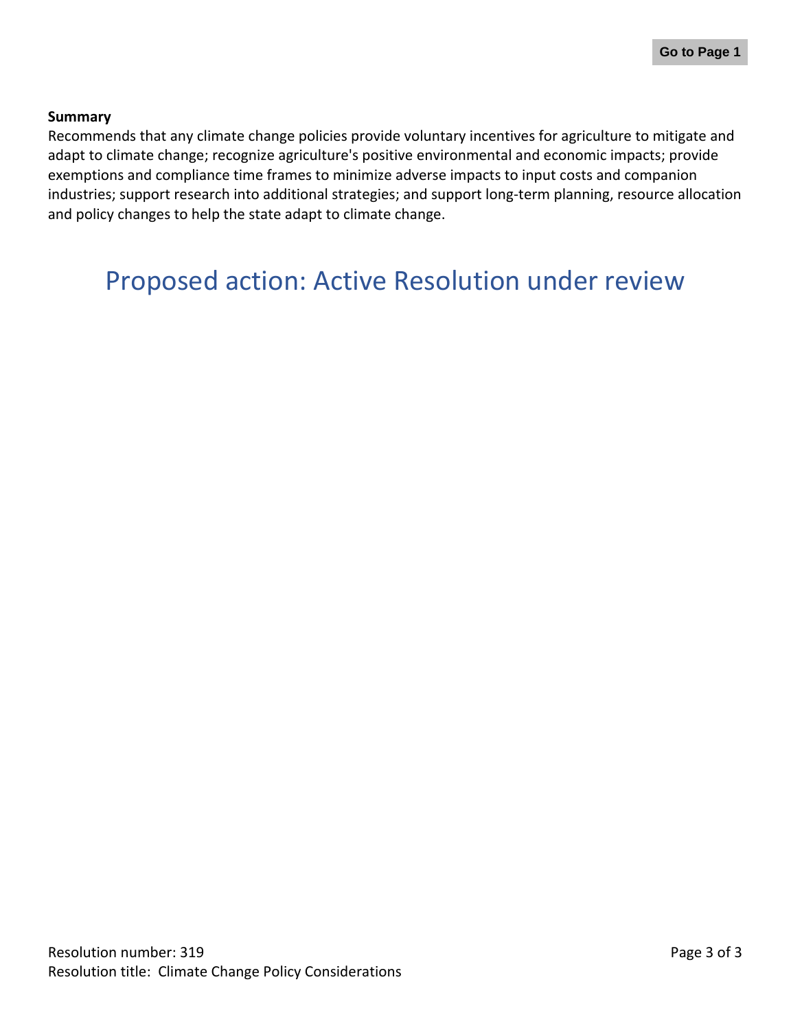**Summary**

Recommends that any climate change policies provide voluntary incentives for agriculture to mitigate and adapt to climate change; recognize agriculture's positive environmental and economic impacts; provide exemptions and compliance time frames to minimize adverse impacts to input costs and companion industries; support research into additional strategies; and support long-term planning, resource allocation and policy changes to help the state adapt to climate change.

## Proposed action: Active Resolution under review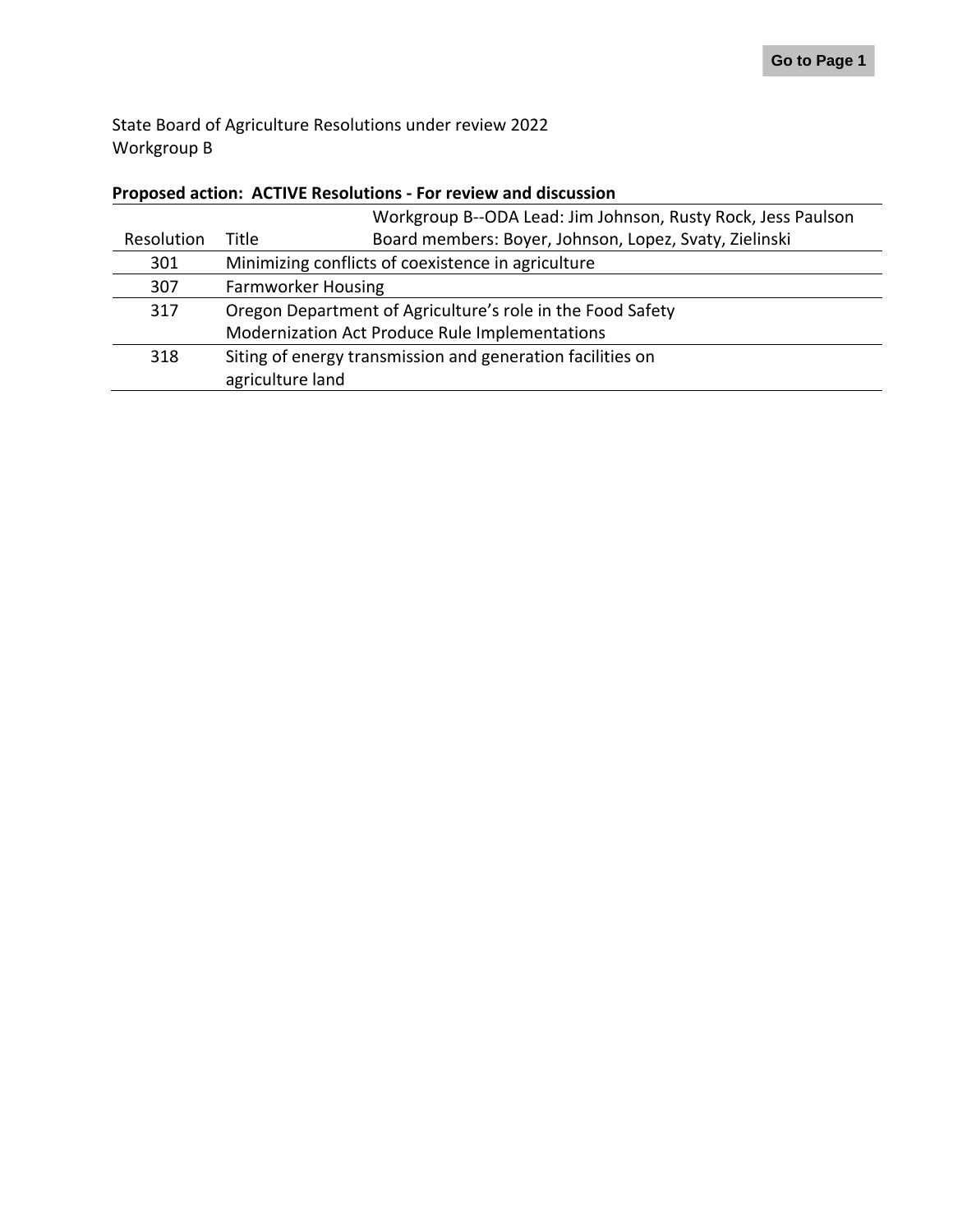State Board of Agriculture Resolutions under review 2022
Workgroup B

**Proposed action: ACTIVE Resolutions - For review and discussion**

| Resolution | Title | Workgroup B--ODA Lead: Jim Johnson, Rusty Rock, Jess Paulson<br>Board members: Boyer, Johnson, Lopez, Svaty, Zielinski |
|---|---|---|
| 301 | Minimizing conflicts of coexistence in agriculture | |
| 307 | Farmworker Housing | |
| 317 | Oregon Department of Agriculture's role in the Food Safety Modernization Act Produce Rule Implementations | |
| 318 | Siting of energy transmission and generation facilities on agriculture land | |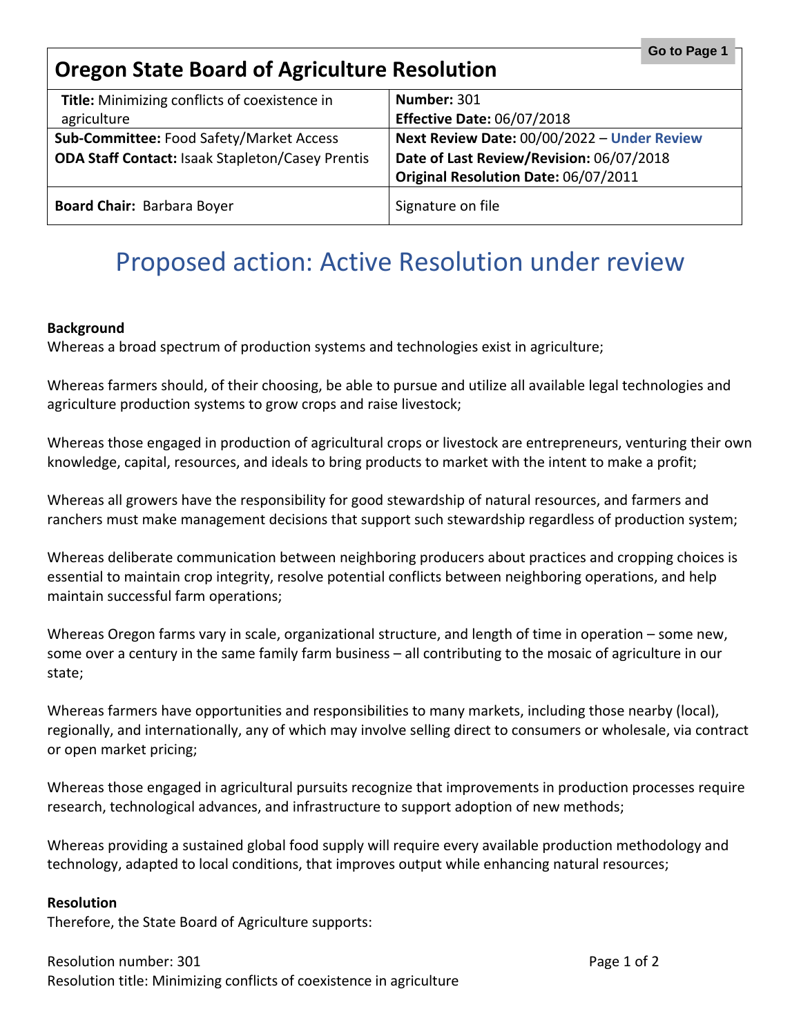# Oregon State Board of Agriculture Resolution

| **Title:** Minimizing conflicts of coexistence in agriculture | **Number:** 301 **Effective Date:** 06/07/2018 |
|---|---|
| **Sub-Committee:** Food Safety/Market Access **ODA Staff Contact:** Isaak Stapleton/Casey Prentis | **Next Review Date:** 00/00/2022 – **Under Review** **Date of Last Review/Revision:** 06/07/2018 **Original Resolution Date:** 06/07/2011 |
| **Board Chair:** Barbara Boyer | Signature on file |

## Proposed action: Active Resolution under review

**Background**

Whereas a broad spectrum of production systems and technologies exist in agriculture;

Whereas farmers should, of their choosing, be able to pursue and utilize all available legal technologies and agriculture production systems to grow crops and raise livestock;

Whereas those engaged in production of agricultural crops or livestock are entrepreneurs, venturing their own knowledge, capital, resources, and ideals to bring products to market with the intent to make a profit;

Whereas all growers have the responsibility for good stewardship of natural resources, and farmers and ranchers must make management decisions that support such stewardship regardless of production system;

Whereas deliberate communication between neighboring producers about practices and cropping choices is essential to maintain crop integrity, resolve potential conflicts between neighboring operations, and help maintain successful farm operations;

Whereas Oregon farms vary in scale, organizational structure, and length of time in operation – some new, some over a century in the same family farm business – all contributing to the mosaic of agriculture in our state;

Whereas farmers have opportunities and responsibilities to many markets, including those nearby (local), regionally, and internationally, any of which may involve selling direct to consumers or wholesale, via contract or open market pricing;

Whereas those engaged in agricultural pursuits recognize that improvements in production processes require research, technological advances, and infrastructure to support adoption of new methods;

Whereas providing a sustained global food supply will require every available production methodology and technology, adapted to local conditions, that improves output while enhancing natural resources;

**Resolution**

Therefore, the State Board of Agriculture supports: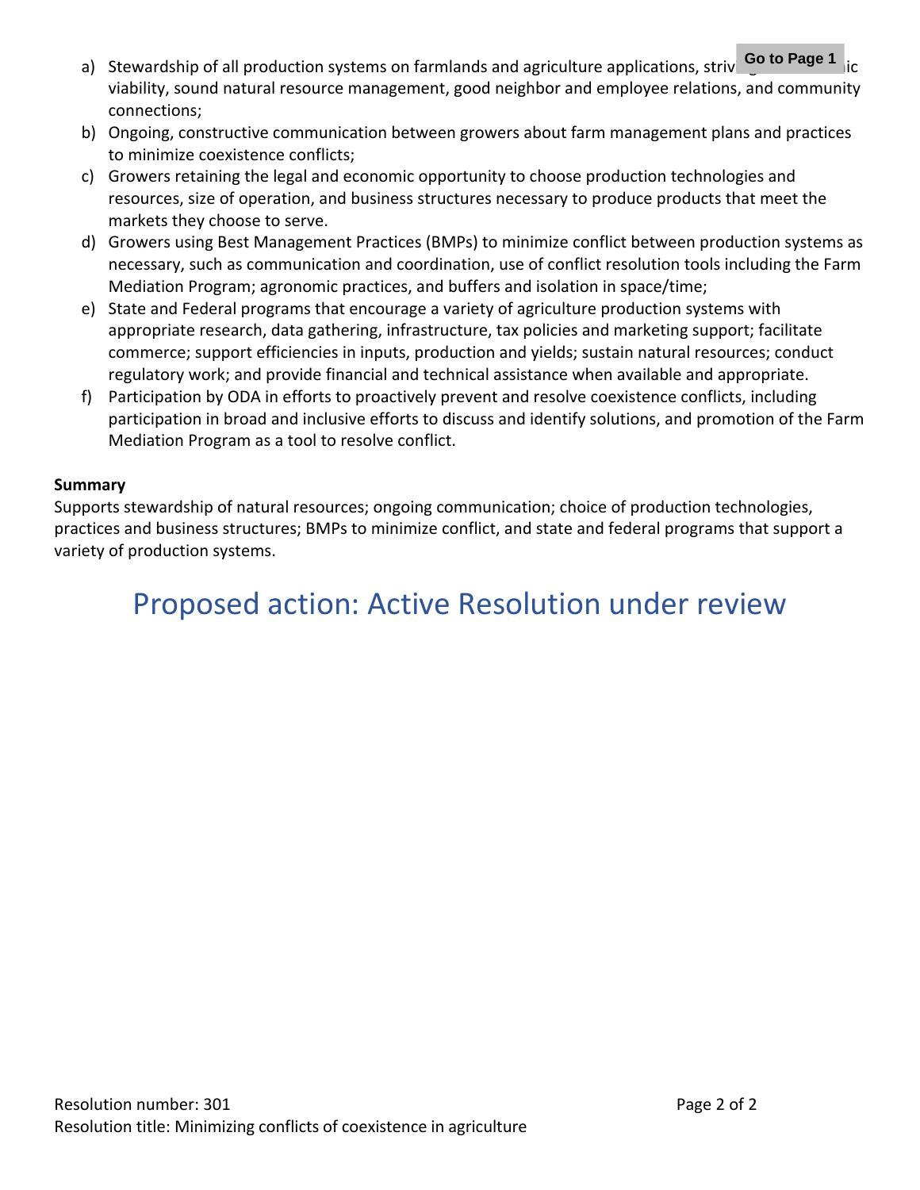a) Stewardship of all production systems on farmlands and agriculture applications, striving for economic viability, sound natural resource management, good neighbor and employee relations, and community connections;
b) Ongoing, constructive communication between growers about farm management plans and practices to minimize coexistence conflicts;
c) Growers retaining the legal and economic opportunity to choose production technologies and resources, size of operation, and business structures necessary to produce products that meet the markets they choose to serve.
d) Growers using Best Management Practices (BMPs) to minimize conflict between production systems as necessary, such as communication and coordination, use of conflict resolution tools including the Farm Mediation Program; agronomic practices, and buffers and isolation in space/time;
e) State and Federal programs that encourage a variety of agriculture production systems with appropriate research, data gathering, infrastructure, tax policies and marketing support; facilitate commerce; support efficiencies in inputs, production and yields; sustain natural resources; conduct regulatory work; and provide financial and technical assistance when available and appropriate.
f) Participation by ODA in efforts to proactively prevent and resolve coexistence conflicts, including participation in broad and inclusive efforts to discuss and identify solutions, and promotion of the Farm Mediation Program as a tool to resolve conflict.

**Summary**

Supports stewardship of natural resources; ongoing communication; choice of production technologies, practices and business structures; BMPs to minimize conflict, and state and federal programs that support a variety of production systems.

## Proposed action: Active Resolution under review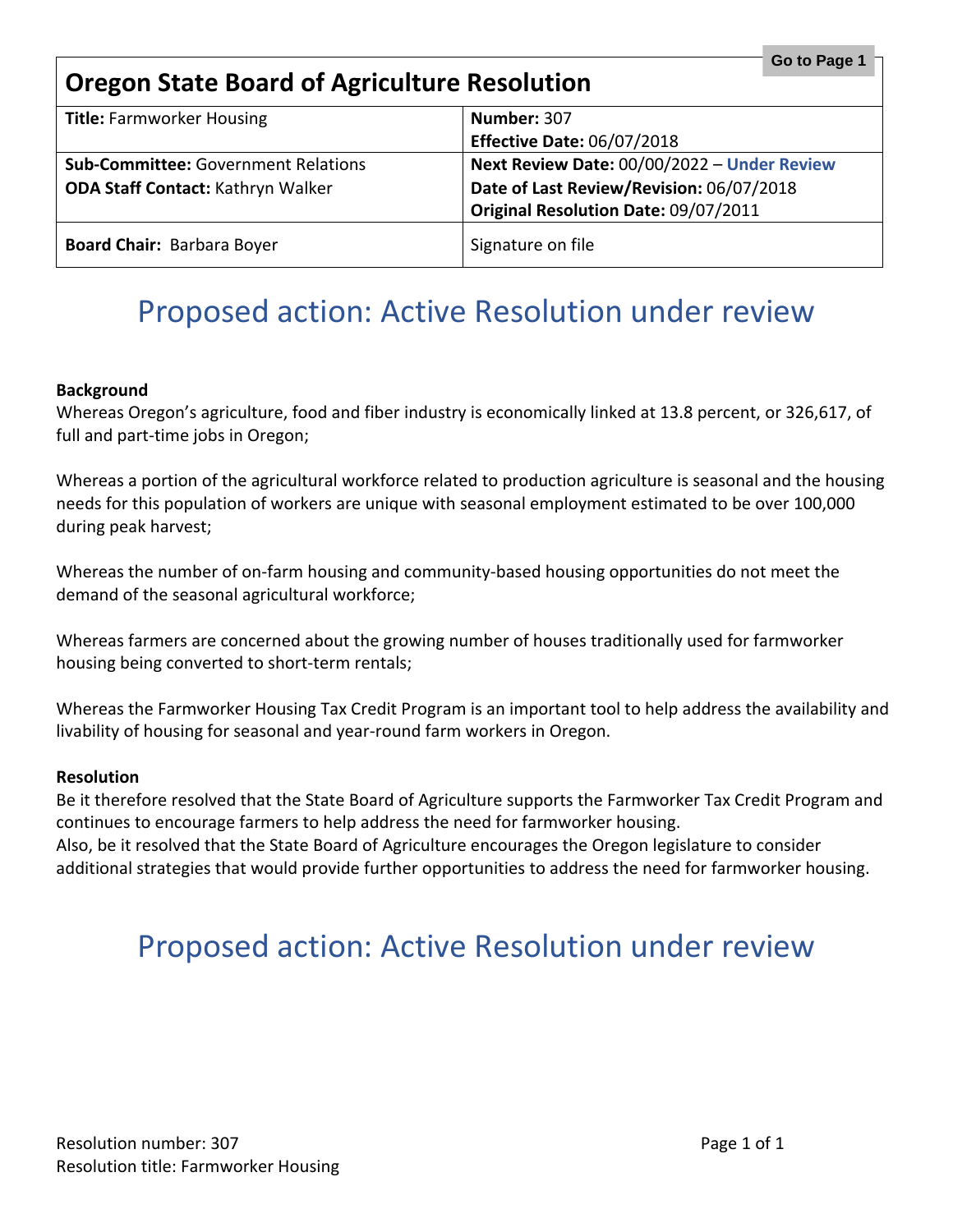# Oregon State Board of Agriculture Resolution

| **Title:** Farmworker Housing | **Number:** 307<br>**Effective Date:** 06/07/2018 |
|---|---|
| **Sub-Committee:** Government Relations<br>**ODA Staff Contact:** Kathryn Walker | **Next Review Date:** 00/00/2022 – **Under Review**<br>**Date of Last Review/Revision:** 06/07/2018<br>**Original Resolution Date:** 09/07/2011 |
| **Board Chair:** Barbara Boyer | Signature on file |

## Proposed action: Active Resolution under review

**Background**

Whereas Oregon's agriculture, food and fiber industry is economically linked at 13.8 percent, or 326,617, of full and part-time jobs in Oregon;

Whereas a portion of the agricultural workforce related to production agriculture is seasonal and the housing needs for this population of workers are unique with seasonal employment estimated to be over 100,000 during peak harvest;

Whereas the number of on-farm housing and community-based housing opportunities do not meet the demand of the seasonal agricultural workforce;

Whereas farmers are concerned about the growing number of houses traditionally used for farmworker housing being converted to short-term rentals;

Whereas the Farmworker Housing Tax Credit Program is an important tool to help address the availability and livability of housing for seasonal and year-round farm workers in Oregon.

**Resolution**

Be it therefore resolved that the State Board of Agriculture supports the Farmworker Tax Credit Program and continues to encourage farmers to help address the need for farmworker housing.
Also, be it resolved that the State Board of Agriculture encourages the Oregon legislature to consider additional strategies that would provide further opportunities to address the need for farmworker housing.

## Proposed action: Active Resolution under review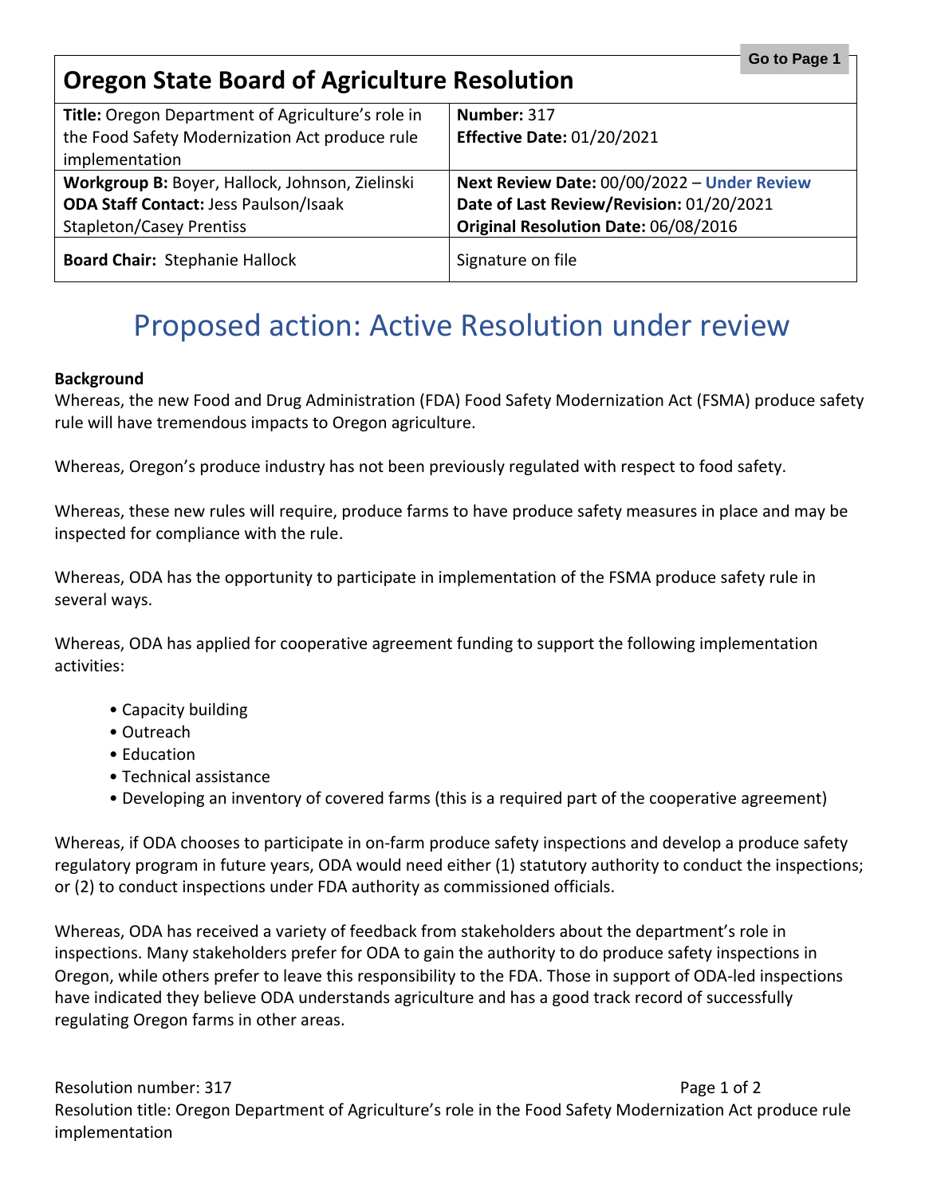# Oregon State Board of Agriculture Resolution

| **Title:** Oregon Department of Agriculture's role in the Food Safety Modernization Act produce rule implementation | **Number:** 317<br>**Effective Date:** 01/20/2021 |
| --- | --- |
| **Workgroup B:** Boyer, Hallock, Johnson, Zielinski<br>**ODA Staff Contact:** Jess Paulson/Isaak Stapleton/Casey Prentiss | **Next Review Date:** 00/00/2022 – **Under Review**<br>**Date of Last Review/Revision:** 01/20/2021<br>**Original Resolution Date:** 06/08/2016 |
| **Board Chair:** Stephanie Hallock | Signature on file |

## Proposed action: Active Resolution under review

**Background**

Whereas, the new Food and Drug Administration (FDA) Food Safety Modernization Act (FSMA) produce safety rule will have tremendous impacts to Oregon agriculture.

Whereas, Oregon's produce industry has not been previously regulated with respect to food safety.

Whereas, these new rules will require, produce farms to have produce safety measures in place and may be inspected for compliance with the rule.

Whereas, ODA has the opportunity to participate in implementation of the FSMA produce safety rule in several ways.

Whereas, ODA has applied for cooperative agreement funding to support the following implementation activities:

- Capacity building
- Outreach
- Education
- Technical assistance
- Developing an inventory of covered farms (this is a required part of the cooperative agreement)

Whereas, if ODA chooses to participate in on-farm produce safety inspections and develop a produce safety regulatory program in future years, ODA would need either (1) statutory authority to conduct the inspections; or (2) to conduct inspections under FDA authority as commissioned officials.

Whereas, ODA has received a variety of feedback from stakeholders about the department's role in inspections. Many stakeholders prefer for ODA to gain the authority to do produce safety inspections in Oregon, while others prefer to leave this responsibility to the FDA. Those in support of ODA-led inspections have indicated they believe ODA understands agriculture and has a good track record of successfully regulating Oregon farms in other areas.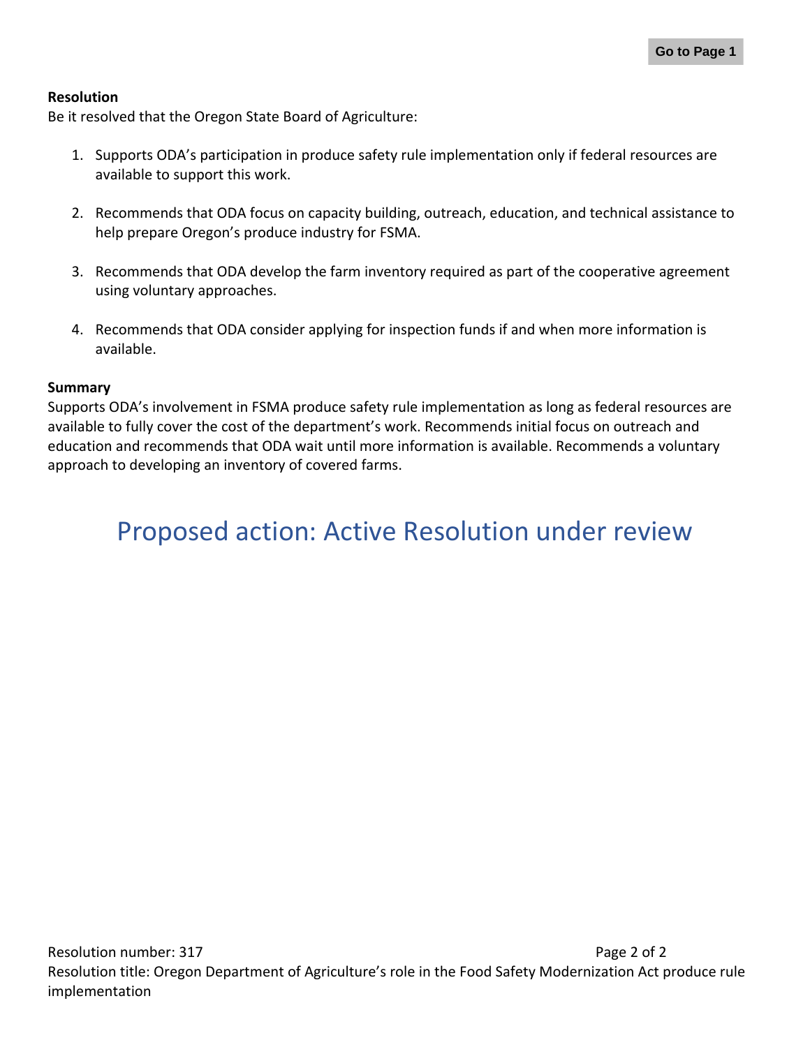**Resolution**

Be it resolved that the Oregon State Board of Agriculture:

1. Supports ODA's participation in produce safety rule implementation only if federal resources are available to support this work.

2. Recommends that ODA focus on capacity building, outreach, education, and technical assistance to help prepare Oregon's produce industry for FSMA.

3. Recommends that ODA develop the farm inventory required as part of the cooperative agreement using voluntary approaches.

4. Recommends that ODA consider applying for inspection funds if and when more information is available.

**Summary**

Supports ODA's involvement in FSMA produce safety rule implementation as long as federal resources are available to fully cover the cost of the department's work. Recommends initial focus on outreach and education and recommends that ODA wait until more information is available. Recommends a voluntary approach to developing an inventory of covered farms.

## Proposed action: Active Resolution under review

Resolution number: 317

Resolution title: Oregon Department of Agriculture's role in the Food Safety Modernization Act produce rule implementation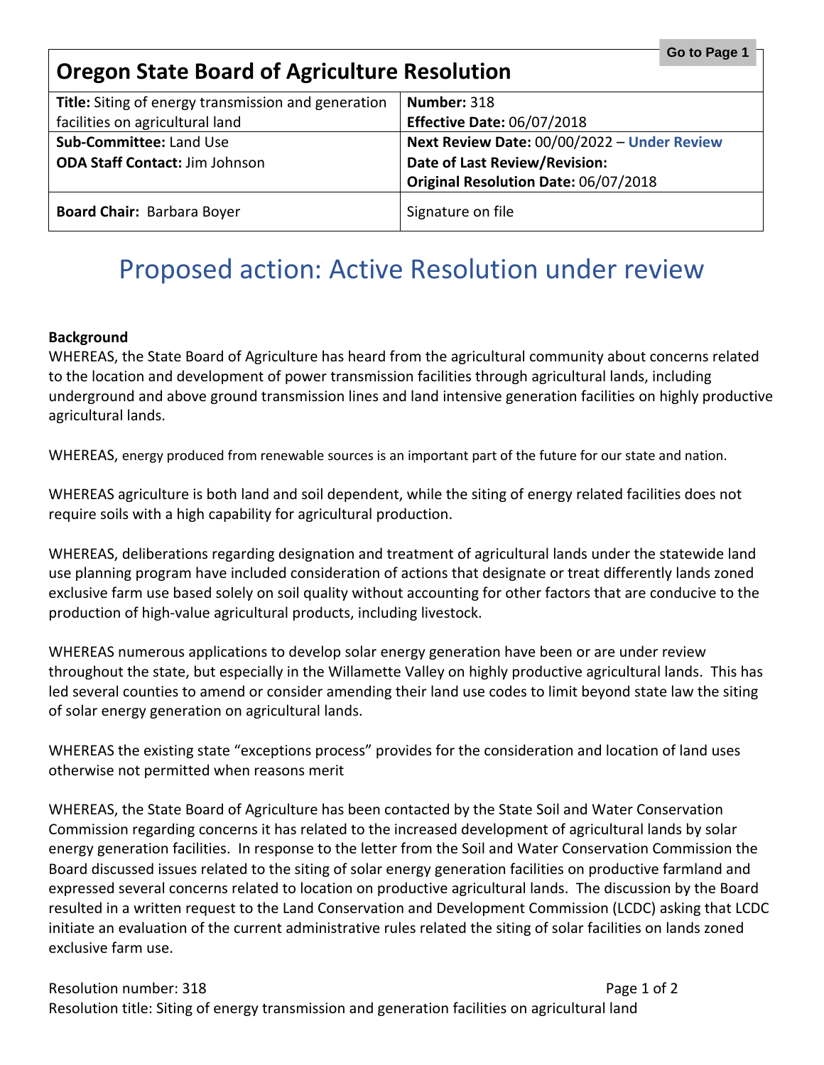Go to Page 1

# Oregon State Board of Agriculture Resolution

| **Title:** Siting of energy transmission and generation facilities on agricultural land | **Number:** 318<br>**Effective Date:** 06/07/2018 |
|---|---|
| **Sub-Committee:** Land Use<br>**ODA Staff Contact:** Jim Johnson | **Next Review Date:** 00/00/2022 – **Under Review**<br>**Date of Last Review/Revision:**<br>**Original Resolution Date:** 06/07/2018 |
| **Board Chair:** Barbara Boyer | Signature on file |

## Proposed action: Active Resolution under review

**Background**

WHEREAS, the State Board of Agriculture has heard from the agricultural community about concerns related to the location and development of power transmission facilities through agricultural lands, including underground and above ground transmission lines and land intensive generation facilities on highly productive agricultural lands.

WHEREAS, energy produced from renewable sources is an important part of the future for our state and nation.

WHEREAS agriculture is both land and soil dependent, while the siting of energy related facilities does not require soils with a high capability for agricultural production.

WHEREAS, deliberations regarding designation and treatment of agricultural lands under the statewide land use planning program have included consideration of actions that designate or treat differently lands zoned exclusive farm use based solely on soil quality without accounting for other factors that are conducive to the production of high-value agricultural products, including livestock.

WHEREAS numerous applications to develop solar energy generation have been or are under review throughout the state, but especially in the Willamette Valley on highly productive agricultural lands. This has led several counties to amend or consider amending their land use codes to limit beyond state law the siting of solar energy generation on agricultural lands.

WHEREAS the existing state "exceptions process" provides for the consideration and location of land uses otherwise not permitted when reasons merit

WHEREAS, the State Board of Agriculture has been contacted by the State Soil and Water Conservation Commission regarding concerns it has related to the increased development of agricultural lands by solar energy generation facilities. In response to the letter from the Soil and Water Conservation Commission the Board discussed issues related to the siting of solar energy generation facilities on productive farmland and expressed several concerns related to location on productive agricultural lands. The discussion by the Board resulted in a written request to the Land Conservation and Development Commission (LCDC) asking that LCDC initiate an evaluation of the current administrative rules related the siting of solar facilities on lands zoned exclusive farm use.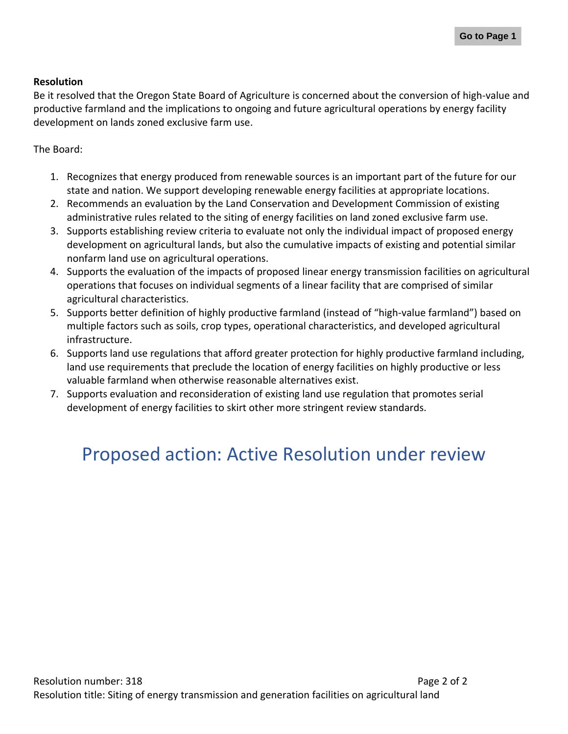**Resolution**

Be it resolved that the Oregon State Board of Agriculture is concerned about the conversion of high-value and productive farmland and the implications to ongoing and future agricultural operations by energy facility development on lands zoned exclusive farm use.

The Board:

1. Recognizes that energy produced from renewable sources is an important part of the future for our state and nation. We support developing renewable energy facilities at appropriate locations.
2. Recommends an evaluation by the Land Conservation and Development Commission of existing administrative rules related to the siting of energy facilities on land zoned exclusive farm use.
3. Supports establishing review criteria to evaluate not only the individual impact of proposed energy development on agricultural lands, but also the cumulative impacts of existing and potential similar nonfarm land use on agricultural operations.
4. Supports the evaluation of the impacts of proposed linear energy transmission facilities on agricultural operations that focuses on individual segments of a linear facility that are comprised of similar agricultural characteristics.
5. Supports better definition of highly productive farmland (instead of "high-value farmland") based on multiple factors such as soils, crop types, operational characteristics, and developed agricultural infrastructure.
6. Supports land use regulations that afford greater protection for highly productive farmland including, land use requirements that preclude the location of energy facilities on highly productive or less valuable farmland when otherwise reasonable alternatives exist.
7. Supports evaluation and reconsideration of existing land use regulation that promotes serial development of energy facilities to skirt other more stringent review standards.

## Proposed action: Active Resolution under review

Resolution number: 318

Resolution title: Siting of energy transmission and generation facilities on agricultural land